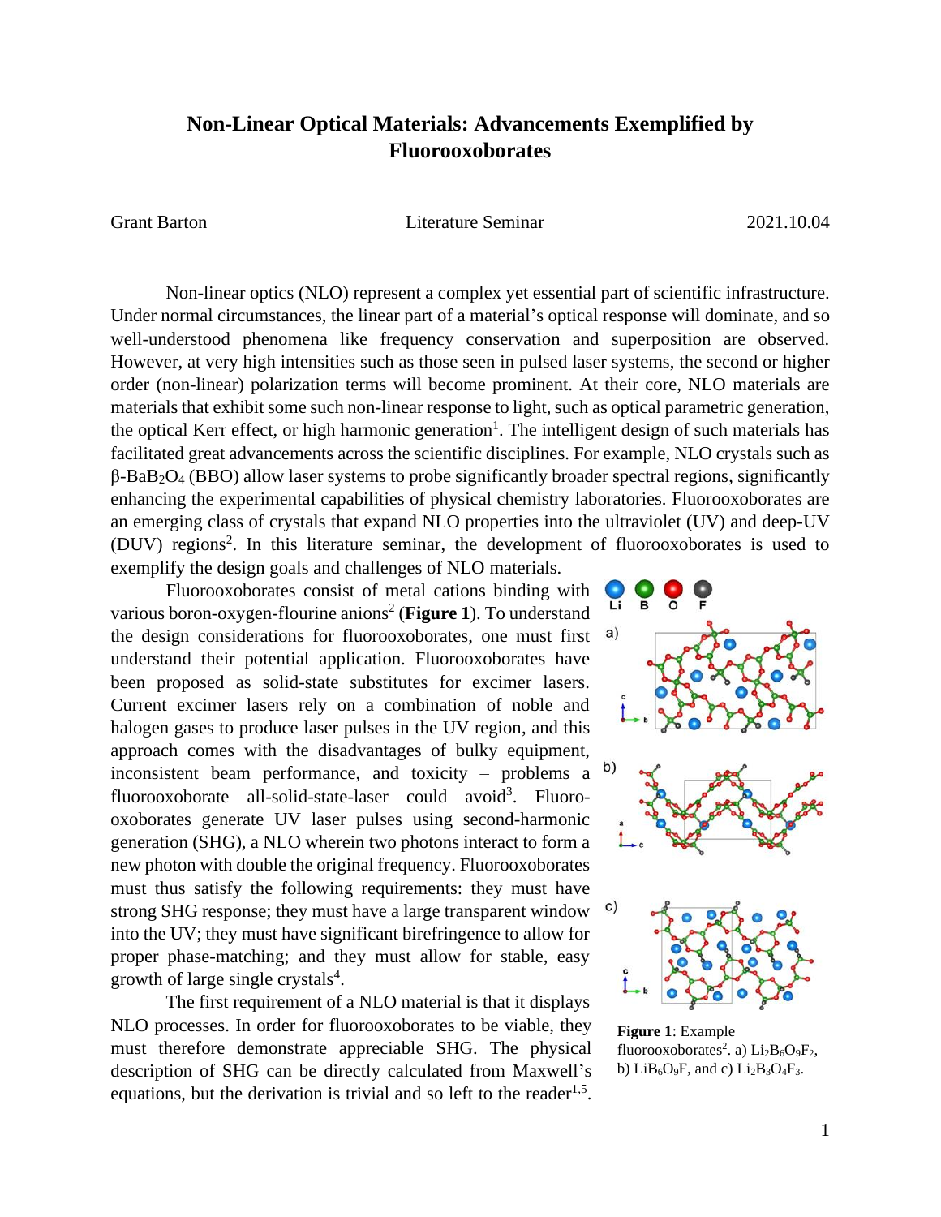# Non-Linear Optical Materials: Advancements Exemplified by Fluorooxoborates

Grant Barton | Literature Seminar | 2021.10.04

Non-linear optics (NLO) represent a complex yet essential part of scientific infrastructure. Under normal circumstances, the linear part of a material's optical response will dominate, and so well-understood phenomena like frequency conservation and superposition are observed. However, at very high intensities such as those seen in pulsed laser systems, the second or higher order (non-linear) polarization terms will become prominent. At their core, NLO materials are materials that exhibit some such non-linear response to light, such as optical parametric generation, the optical Kerr effect, or high harmonic generation[1]. The intelligent design of such materials has facilitated great advancements across the scientific disciplines. For example, NLO crystals such as β-$BaB_2O_4$ (BBO) allow laser systems to probe significantly broader spectral regions, significantly enhancing the experimental capabilities of physical chemistry laboratories. Fluorooxoborates are an emerging class of crystals that expand NLO properties into the ultraviolet (UV) and deep-UV (DUV) regions[2]. In this literature seminar, the development of fluorooxoborates is used to exemplify the design goals and challenges of NLO materials.

Fluorooxoborates consist of metal cations binding with various boron-oxygen-flourine anions[2] (**Figure 1**). To understand the design considerations for fluorooxoborates, one must first understand their potential application. Fluorooxoborates have been proposed as solid-state substitutes for excimer lasers. Current excimer lasers rely on a combination of noble and halogen gases to produce laser pulses in the UV region, and this approach comes with the disadvantages of bulky equipment, inconsistent beam performance, and toxicity – problems a fluorooxoborate all-solid-state-laser could avoid[3]. Fluoro-oxoborates generate UV laser pulses using second-harmonic generation (SHG), a NLO wherein two photons interact to form a new photon with double the original frequency. Fluorooxoborates must thus satisfy the following requirements: they must have strong SHG response; they must have a large transparent window into the UV; they must have significant birefringence to allow for proper phase-matching; and they must allow for stable, easy growth of large single crystals[4].

**Figure 1**: Example fluorooxoborates[2]. a) $Li_2B_6O_9F_2$, b) $LiB_6O_9F$, and c) $Li_2B_3O_4F_3$.

The first requirement of a NLO material is that it displays NLO processes. In order for fluorooxoborates to be viable, they must therefore demonstrate appreciable SHG. The physical description of SHG can be directly calculated from Maxwell's equations, but the derivation is trivial and so left to the reader[1,5].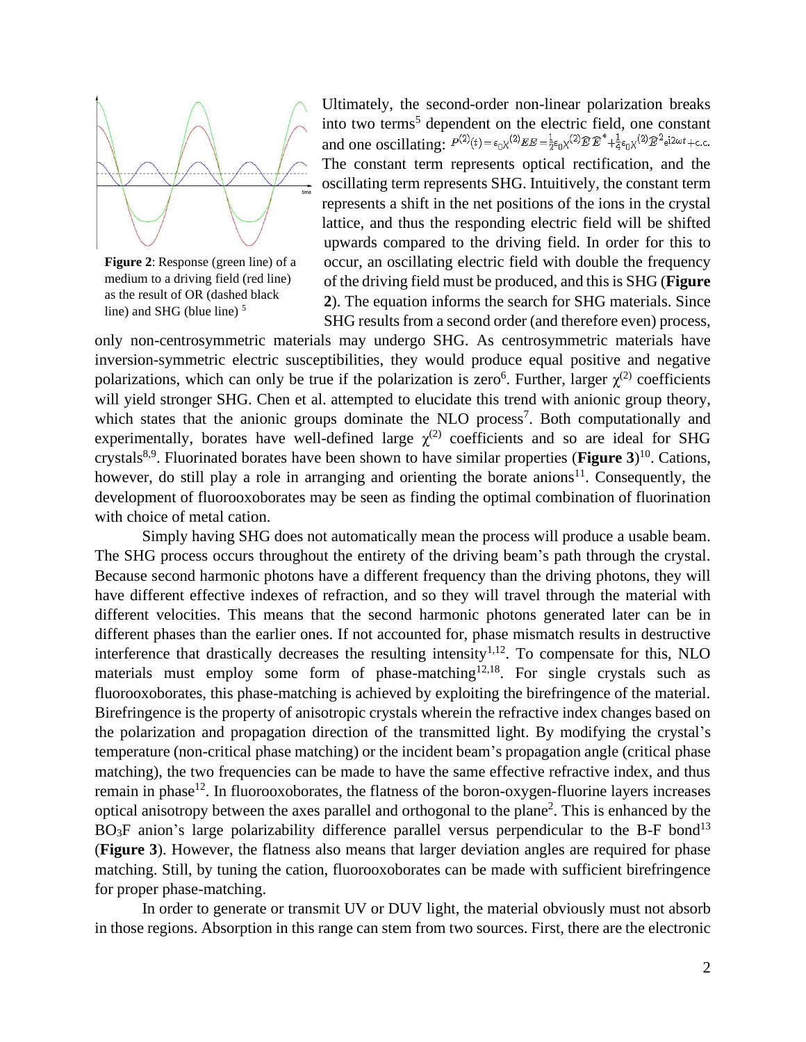Figure 2: Response (green line) of a medium to a driving field (red line) as the result of OR (dashed black line) and SHG (blue line) [5]

Ultimately, the second-order non-linear polarization breaks into two terms[5] dependent on the electric field, one constant and one oscillating: $P^{(2)}(t) = \varepsilon_0 \chi^{(2)} EE = \frac{1}{2}\varepsilon_0 \chi^{(2)} \mathcal{E}\mathcal{E}^* + \frac{1}{4}\varepsilon_0 \chi^{(2)} \mathcal{E}^2 e^{i2\omega t} + \text{c.c.}$ The constant term represents optical rectification, and the oscillating term represents SHG. Intuitively, the constant term represents a shift in the net positions of the ions in the crystal lattice, and thus the responding electric field will be shifted upwards compared to the driving field. In order for this to occur, an oscillating electric field with double the frequency of the driving field must be produced, and this is SHG (**Figure 2**). The equation informs the search for SHG materials. Since SHG results from a second order (and therefore even) process, only non-centrosymmetric materials may undergo SHG. As centrosymmetric materials have inversion-symmetric electric susceptibilities, they would produce equal positive and negative polarizations, which can only be true if the polarization is zero[6]. Further, larger $\chi^{(2)}$ coefficients will yield stronger SHG. Chen et al. attempted to elucidate this trend with anionic group theory, which states that the anionic groups dominate the NLO process[7]. Both computationally and experimentally, borates have well-defined large $\chi^{(2)}$ coefficients and so are ideal for SHG crystals[8,9]. Fluorinated borates have been shown to have similar properties (**Figure 3**)[10]. Cations, however, do still play a role in arranging and orienting the borate anions[11]. Consequently, the development of fluorooxoborates may be seen as finding the optimal combination of fluorination with choice of metal cation.

Simply having SHG does not automatically mean the process will produce a usable beam. The SHG process occurs throughout the entirety of the driving beam's path through the crystal. Because second harmonic photons have a different frequency than the driving photons, they will have different effective indexes of refraction, and so they will travel through the material with different velocities. This means that the second harmonic photons generated later can be in different phases than the earlier ones. If not accounted for, phase mismatch results in destructive interference that drastically decreases the resulting intensity[1,12]. To compensate for this, NLO materials must employ some form of phase-matching[12,18]. For single crystals such as fluorooxoborates, this phase-matching is achieved by exploiting the birefringence of the material. Birefringence is the property of anisotropic crystals wherein the refractive index changes based on the polarization and propagation direction of the transmitted light. By modifying the crystal's temperature (non-critical phase matching) or the incident beam's propagation angle (critical phase matching), the two frequencies can be made to have the same effective refractive index, and thus remain in phase[12]. In fluorooxoborates, the flatness of the boron-oxygen-fluorine layers increases optical anisotropy between the axes parallel and orthogonal to the plane[2]. This is enhanced by the $BO_3F$ anion's large polarizability difference parallel versus perpendicular to the B-F bond[13] (**Figure 3**). However, the flatness also means that larger deviation angles are required for phase matching. Still, by tuning the cation, fluorooxoborates can be made with sufficient birefringence for proper phase-matching.

In order to generate or transmit UV or DUV light, the material obviously must not absorb in those regions. Absorption in this range can stem from two sources. First, there are the electronic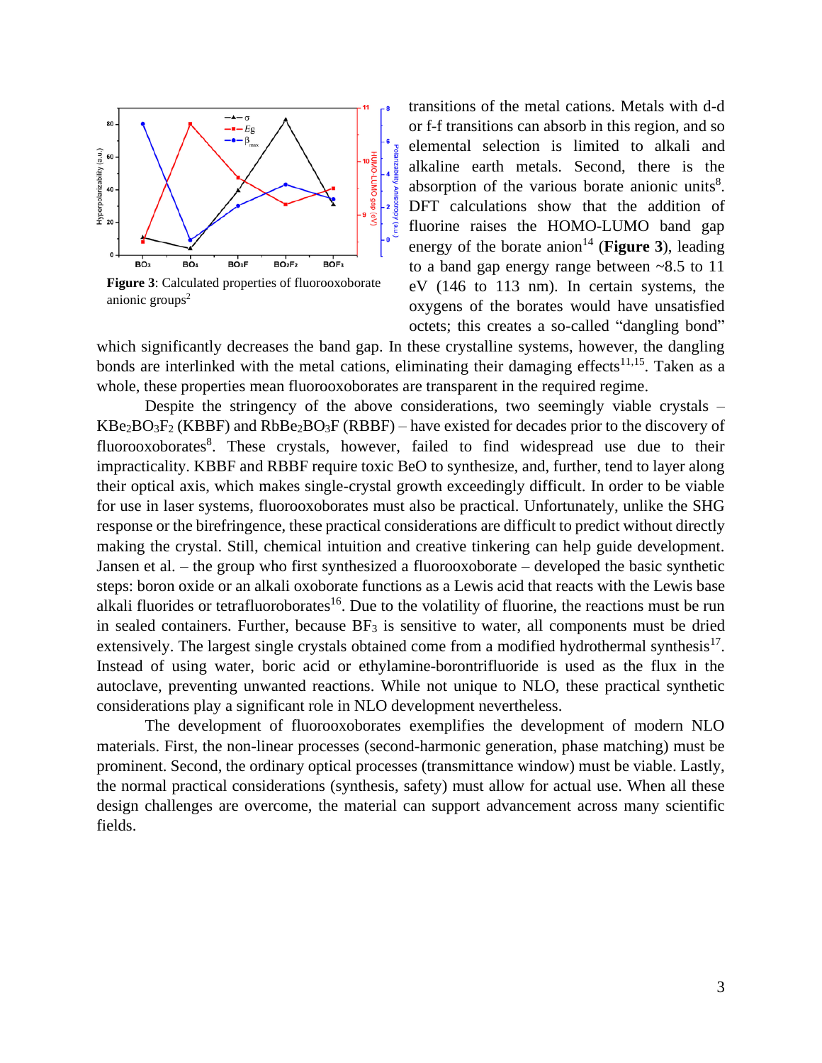Figure 3: Calculated properties of fluorooxoborate anionic groups[2]

transitions of the metal cations. Metals with d-d or f-f transitions can absorb in this region, and so elemental selection is limited to alkali and alkaline earth metals. Second, there is the absorption of the various borate anionic units[8]. DFT calculations show that the addition of fluorine raises the HOMO-LUMO band gap energy of the borate anion[14] (**Figure 3**), leading to a band gap energy range between ~8.5 to 11 eV (146 to 113 nm). In certain systems, the oxygens of the borates would have unsatisfied octets; this creates a so-called "dangling bond" which significantly decreases the band gap. In these crystalline systems, however, the dangling bonds are interlinked with the metal cations, eliminating their damaging effects[11,15]. Taken as a whole, these properties mean fluorooxoborates are transparent in the required regime.

Despite the stringency of the above considerations, two seemingly viable crystals – $KBe_2BO_3F_2$ (KBBF) and $RbBe_2BO_3F$ (RBBF) – have existed for decades prior to the discovery of fluorooxoborates[8]. These crystals, however, failed to find widespread use due to their impracticality. KBBF and RBBF require toxic BeO to synthesize, and, further, tend to layer along their optical axis, which makes single-crystal growth exceedingly difficult. In order to be viable for use in laser systems, fluorooxoborates must also be practical. Unfortunately, unlike the SHG response or the birefringence, these practical considerations are difficult to predict without directly making the crystal. Still, chemical intuition and creative tinkering can help guide development. Jansen et al. – the group who first synthesized a fluorooxoborate – developed the basic synthetic steps: boron oxide or an alkali oxoborate functions as a Lewis acid that reacts with the Lewis base alkali fluorides or tetrafluoroborates[16]. Due to the volatility of fluorine, the reactions must be run in sealed containers. Further, because $BF_3$ is sensitive to water, all components must be dried extensively. The largest single crystals obtained come from a modified hydrothermal synthesis[17]. Instead of using water, boric acid or ethylamine-borontrifluoride is used as the flux in the autoclave, preventing unwanted reactions. While not unique to NLO, these practical synthetic considerations play a significant role in NLO development nevertheless.

The development of fluorooxoborates exemplifies the development of modern NLO materials. First, the non-linear processes (second-harmonic generation, phase matching) must be prominent. Second, the ordinary optical processes (transmittance window) must be viable. Lastly, the normal practical considerations (synthesis, safety) must allow for actual use. When all these design challenges are overcome, the material can support advancement across many scientific fields.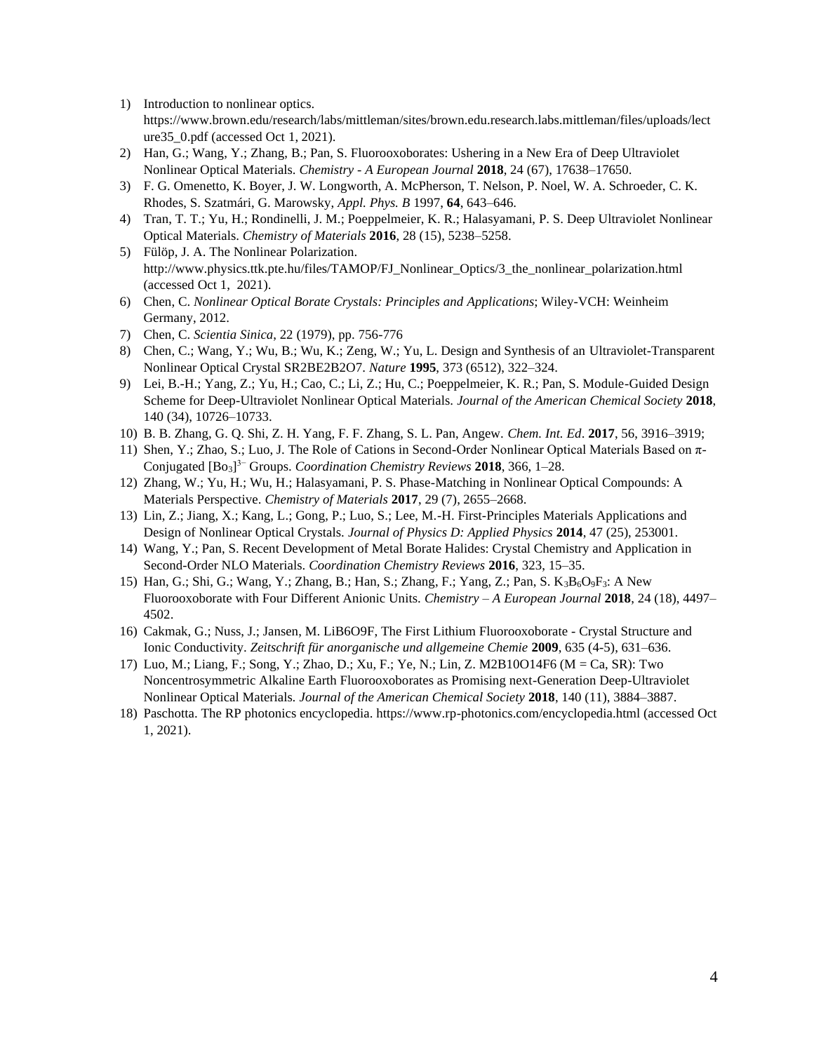1) Introduction to nonlinear optics. https://www.brown.edu/research/labs/mittleman/sites/brown.edu.research.labs.mittleman/files/uploads/lecture35_0.pdf (accessed Oct 1, 2021).
2) Han, G.; Wang, Y.; Zhang, B.; Pan, S. Fluorooxoborates: Ushering in a New Era of Deep Ultraviolet Nonlinear Optical Materials. *Chemistry - A European Journal* **2018**, 24 (67), 17638–17650.
3) F. G. Omenetto, K. Boyer, J. W. Longworth, A. McPherson, T. Nelson, P. Noel, W. A. Schroeder, C. K. Rhodes, S. Szatmári, G. Marowsky, *Appl. Phys. B* 1997, **64**, 643–646.
4) Tran, T. T.; Yu, H.; Rondinelli, J. M.; Poeppelmeier, K. R.; Halasyamani, P. S. Deep Ultraviolet Nonlinear Optical Materials. *Chemistry of Materials* **2016**, 28 (15), 5238–5258.
5) Fülöp, J. A. The Nonlinear Polarization. http://www.physics.ttk.pte.hu/files/TAMOP/FJ_Nonlinear_Optics/3_the_nonlinear_polarization.html (accessed Oct 1, 2021).
6) Chen, C. *Nonlinear Optical Borate Crystals: Principles and Applications*; Wiley-VCH: Weinheim Germany, 2012.
7) Chen, C. *Scientia Sinica*, 22 (1979), pp. 756-776
8) Chen, C.; Wang, Y.; Wu, B.; Wu, K.; Zeng, W.; Yu, L. Design and Synthesis of an Ultraviolet-Transparent Nonlinear Optical Crystal SR2BE2B2O7. *Nature* **1995**, 373 (6512), 322–324.
9) Lei, B.-H.; Yang, Z.; Yu, H.; Cao, C.; Li, Z.; Hu, C.; Poeppelmeier, K. R.; Pan, S. Module-Guided Design Scheme for Deep-Ultraviolet Nonlinear Optical Materials. *Journal of the American Chemical Society* **2018**, 140 (34), 10726–10733.
10) B. B. Zhang, G. Q. Shi, Z. H. Yang, F. F. Zhang, S. L. Pan, Angew. *Chem. Int. Ed*. **2017**, 56, 3916–3919;
11) Shen, Y.; Zhao, S.; Luo, J. The Role of Cations in Second-Order Nonlinear Optical Materials Based on π-Conjugated $[Bo_3]^{3-}$ Groups. *Coordination Chemistry Reviews* **2018**, 366, 1–28.
12) Zhang, W.; Yu, H.; Wu, H.; Halasyamani, P. S. Phase-Matching in Nonlinear Optical Compounds: A Materials Perspective. *Chemistry of Materials* **2017**, 29 (7), 2655–2668.
13) Lin, Z.; Jiang, X.; Kang, L.; Gong, P.; Luo, S.; Lee, M.-H. First-Principles Materials Applications and Design of Nonlinear Optical Crystals. *Journal of Physics D: Applied Physics* **2014**, 47 (25), 253001.
14) Wang, Y.; Pan, S. Recent Development of Metal Borate Halides: Crystal Chemistry and Application in Second-Order NLO Materials. *Coordination Chemistry Reviews* **2016**, 323, 15–35.
15) Han, G.; Shi, G.; Wang, Y.; Zhang, B.; Han, S.; Zhang, F.; Yang, Z.; Pan, S. $K_3B_6O_9F_3$: A New Fluorooxoborate with Four Different Anionic Units. *Chemistry – A European Journal* **2018**, 24 (18), 4497–4502.
16) Cakmak, G.; Nuss, J.; Jansen, M. LiB6O9F, The First Lithium Fluorooxoborate - Crystal Structure and Ionic Conductivity. *Zeitschrift für anorganische und allgemeine Chemie* **2009**, 635 (4-5), 631–636.
17) Luo, M.; Liang, F.; Song, Y.; Zhao, D.; Xu, F.; Ye, N.; Lin, Z. M2B10O14F6 (M = Ca, SR): Two Noncentrosymmetric Alkaline Earth Fluorooxoborates as Promising next-Generation Deep-Ultraviolet Nonlinear Optical Materials. *Journal of the American Chemical Society* **2018**, 140 (11), 3884–3887.
18) Paschotta. The RP photonics encyclopedia. https://www.rp-photonics.com/encyclopedia.html (accessed Oct 1, 2021).